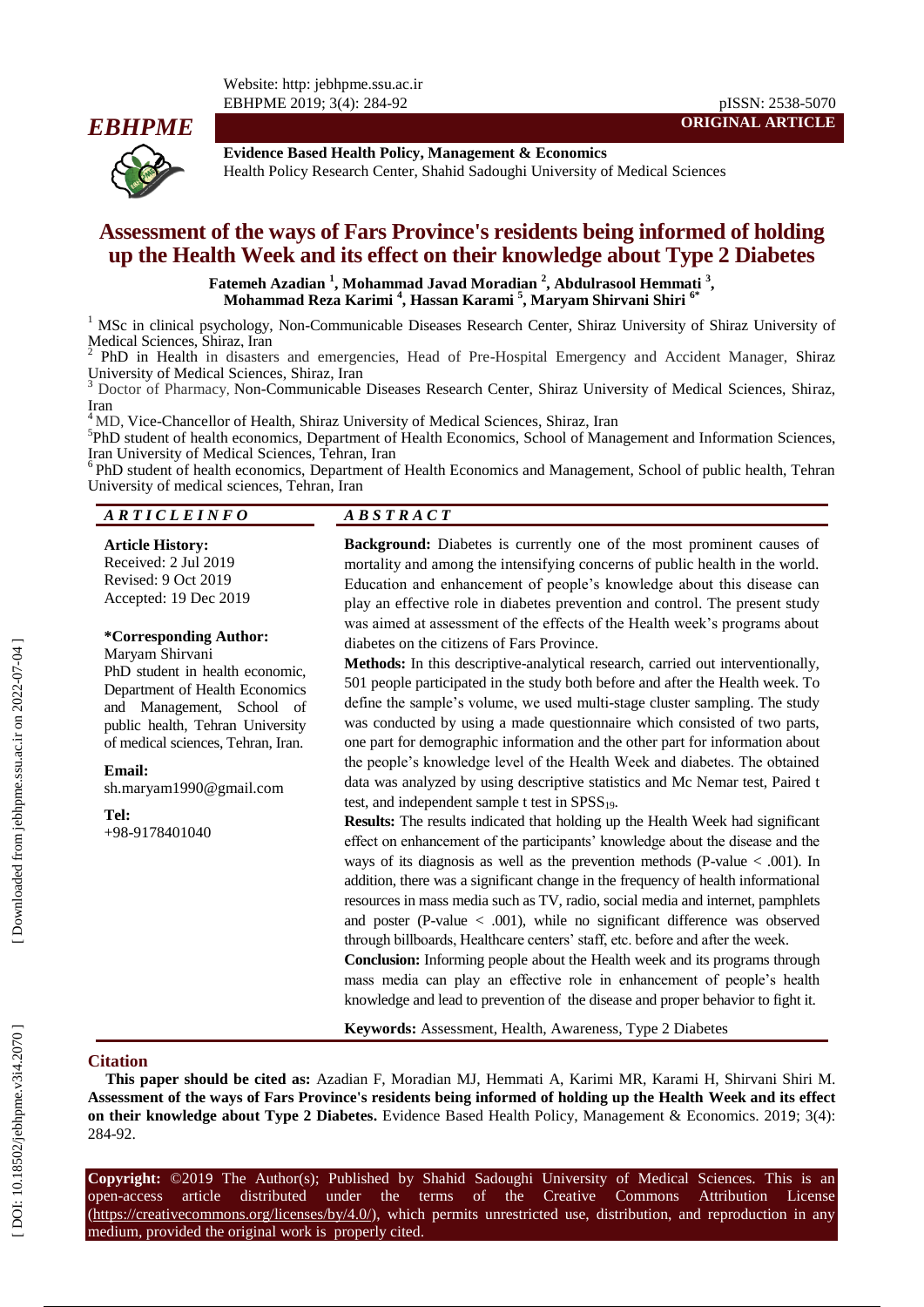Website: http: jebhpme.ssu.ac.ir
EBHPME 2019; 3(4): 284-92

pISSN: 2538-5070

**ORIGINAL ARTICLE**

***EBHPME***

**Evidence Based Health Policy, Management & Economics**
Health Policy Research Center, Shahid Sadoughi University of Medical Sciences

# Assessment of the ways of Fars Province's residents being informed of holding up the Health Week and its effect on their knowledge about Type 2 Diabetes

**Fatemeh Azadian [1], Mohammad Javad Moradian [2], Abdulrasool Hemmati [3], Mohammad Reza Karimi [4], Hassan Karami [5], Maryam Shirvani Shiri [6*]**

[1] MSc in clinical psychology, Non-Communicable Diseases Research Center, Shiraz University of Shiraz University of Medical Sciences, Shiraz, Iran
[2] PhD in Health in disasters and emergencies, Head of Pre-Hospital Emergency and Accident Manager, Shiraz University of Medical Sciences, Shiraz, Iran
[3] Doctor of Pharmacy, Non-Communicable Diseases Research Center, Shiraz University of Medical Sciences, Shiraz, Iran
[4] MD, Vice-Chancellor of Health, Shiraz University of Medical Sciences, Shiraz, Iran
[5] PhD student of health economics, Department of Health Economics, School of Management and Information Sciences, Iran University of Medical Sciences, Tehran, Iran
[6] PhD student of health economics, Department of Health Economics and Management, School of public health, Tehran University of medical sciences, Tehran, Iran

## *A R T I C L E I N F O*

**Article History:**
Received: 2 Jul 2019
Revised: 9 Oct 2019
Accepted: 19 Dec 2019

**\*Corresponding Author:**
Maryam Shirvani
PhD student in health economic, Department of Health Economics and Management, School of public health, Tehran University of medical sciences, Tehran, Iran.

**Email:**
sh.maryam1990@gmail.com

**Tel:**
+98-9178401040

## *A B S T R A C T*

**Background:** Diabetes is currently one of the most prominent causes of mortality and among the intensifying concerns of public health in the world. Education and enhancement of people's knowledge about this disease can play an effective role in diabetes prevention and control. The present study was aimed at assessment of the effects of the Health week's programs about diabetes on the citizens of Fars Province.

**Methods:** In this descriptive-analytical research, carried out interventionally, 501 people participated in the study both before and after the Health week. To define the sample's volume, we used multi-stage cluster sampling. The study was conducted by using a made questionnaire which consisted of two parts, one part for demographic information and the other part for information about the people's knowledge level of the Health Week and diabetes. The obtained data was analyzed by using descriptive statistics and Mc Nemar test, Paired t test, and independent sample t test in $SPSS_{19}$.

**Results:** The results indicated that holding up the Health Week had significant effect on enhancement of the participants' knowledge about the disease and the ways of its diagnosis as well as the prevention methods (P-value < .001). In addition, there was a significant change in the frequency of health informational resources in mass media such as TV, radio, social media and internet, pamphlets and poster (P-value < .001), while no significant difference was observed through billboards, Healthcare centers' staff, etc. before and after the week.

**Conclusion:** Informing people about the Health week and its programs through mass media can play an effective role in enhancement of people's health knowledge and lead to prevention of the disease and proper behavior to fight it.

**Keywords:** Assessment, Health, Awareness, Type 2 Diabetes

## Citation

**This paper should be cited as:** Azadian F, Moradian MJ, Hemmati A, Karimi MR, Karami H, Shirvani Shiri M. **Assessment of the ways of Fars Province's residents being informed of holding up the Health Week and its effect on their knowledge about Type 2 Diabetes.** Evidence Based Health Policy, Management & Economics. 2019; 3(4): 284-92.

**Copyright:** ©2019 The Author(s); Published by Shahid Sadoughi University of Medical Sciences. This is an open-access article distributed under the terms of the Creative Commons Attribution License (https://creativecommons.org/licenses/by/4.0/), which permits unrestricted use, distribution, and reproduction in any medium, provided the original work is properly cited.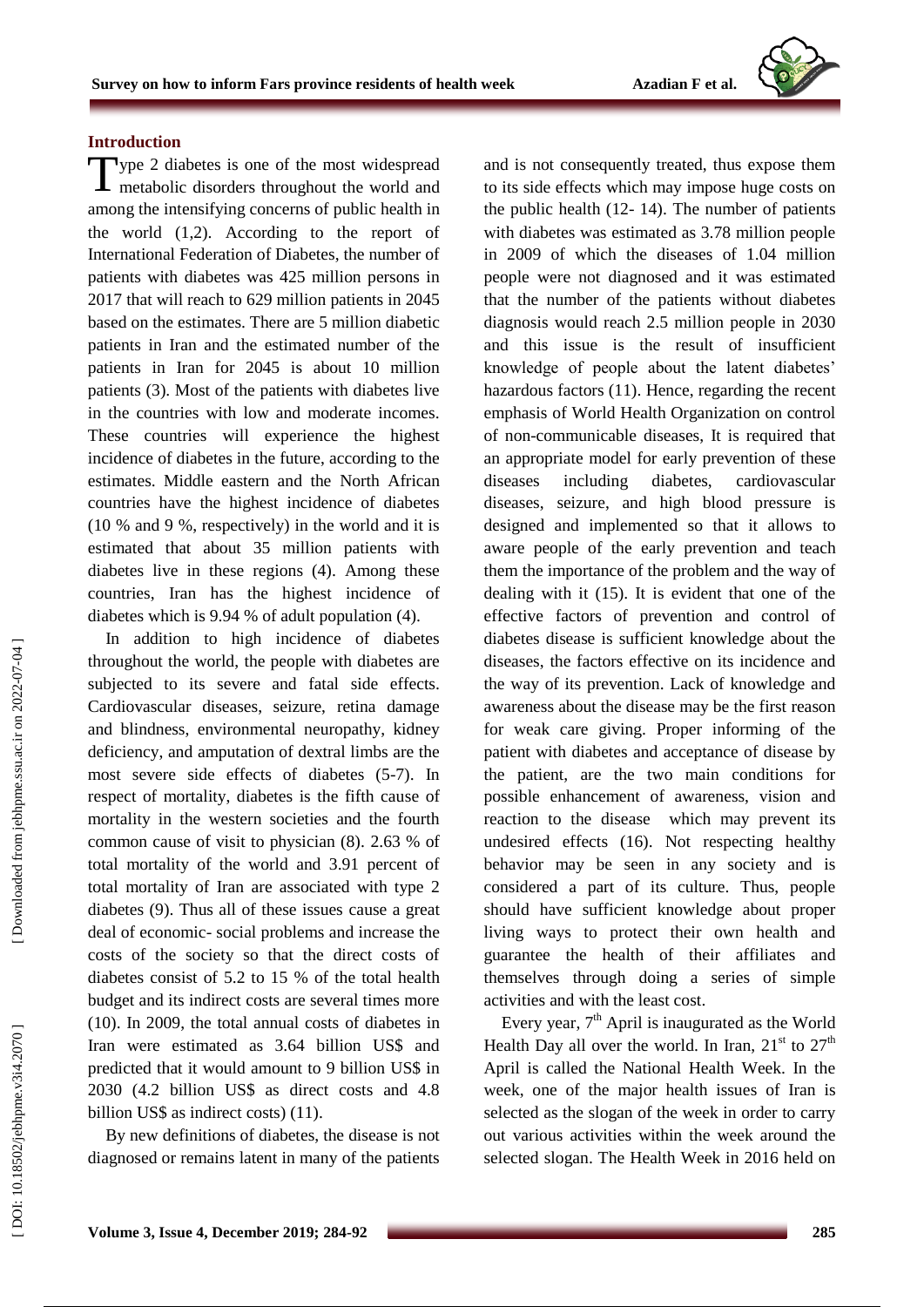## Introduction

Type 2 diabetes is one of the most widespread metabolic disorders throughout the world and among the intensifying concerns of public health in the world (1,2). According to the report of International Federation of Diabetes, the number of patients with diabetes was 425 million persons in 2017 that will reach to 629 million patients in 2045 based on the estimates. There are 5 million diabetic patients in Iran and the estimated number of the patients in Iran for 2045 is about 10 million patients (3). Most of the patients with diabetes live in the countries with low and moderate incomes. These countries will experience the highest incidence of diabetes in the future, according to the estimates. Middle eastern and the North African countries have the highest incidence of diabetes (10 % and 9 %, respectively) in the world and it is estimated that about 35 million patients with diabetes live in these regions (4). Among these countries, Iran has the highest incidence of diabetes which is 9.94 % of adult population (4).

In addition to high incidence of diabetes throughout the world, the people with diabetes are subjected to its severe and fatal side effects. Cardiovascular diseases, seizure, retina damage and blindness, environmental neuropathy, kidney deficiency, and amputation of dextral limbs are the most severe side effects of diabetes (5-7). In respect of mortality, diabetes is the fifth cause of mortality in the western societies and the fourth common cause of visit to physician (8). 2.63 % of total mortality of the world and 3.91 percent of total mortality of Iran are associated with type 2 diabetes (9). Thus all of these issues cause a great deal of economic- social problems and increase the costs of the society so that the direct costs of diabetes consist of 5.2 to 15 % of the total health budget and its indirect costs are several times more (10). In 2009, the total annual costs of diabetes in Iran were estimated as 3.64 billion US$ and predicted that it would amount to 9 billion US$ in 2030 (4.2 billion US$ as direct costs and 4.8 billion US$ as indirect costs) (11).

By new definitions of diabetes, the disease is not diagnosed or remains latent in many of the patients and is not consequently treated, thus expose them to its side effects which may impose huge costs on the public health (12- 14). The number of patients with diabetes was estimated as 3.78 million people in 2009 of which the diseases of 1.04 million people were not diagnosed and it was estimated that the number of the patients without diabetes diagnosis would reach 2.5 million people in 2030 and this issue is the result of insufficient knowledge of people about the latent diabetes' hazardous factors (11). Hence, regarding the recent emphasis of World Health Organization on control of non-communicable diseases, It is required that an appropriate model for early prevention of these diseases including diabetes, cardiovascular diseases, seizure, and high blood pressure is designed and implemented so that it allows to aware people of the early prevention and teach them the importance of the problem and the way of dealing with it (15). It is evident that one of the effective factors of prevention and control of diabetes disease is sufficient knowledge about the diseases, the factors effective on its incidence and the way of its prevention. Lack of knowledge and awareness about the disease may be the first reason for weak care giving. Proper informing of the patient with diabetes and acceptance of disease by the patient, are the two main conditions for possible enhancement of awareness, vision and reaction to the disease which may prevent its undesired effects (16). Not respecting healthy behavior may be seen in any society and is considered a part of its culture. Thus, people should have sufficient knowledge about proper living ways to protect their own health and guarantee the health of their affiliates and themselves through doing a series of simple activities and with the least cost.

Every year, 7th April is inaugurated as the World Health Day all over the world. In Iran, 21st to 27th April is called the National Health Week. In the week, one of the major health issues of Iran is selected as the slogan of the week in order to carry out various activities within the week around the selected slogan. The Health Week in 2016 held on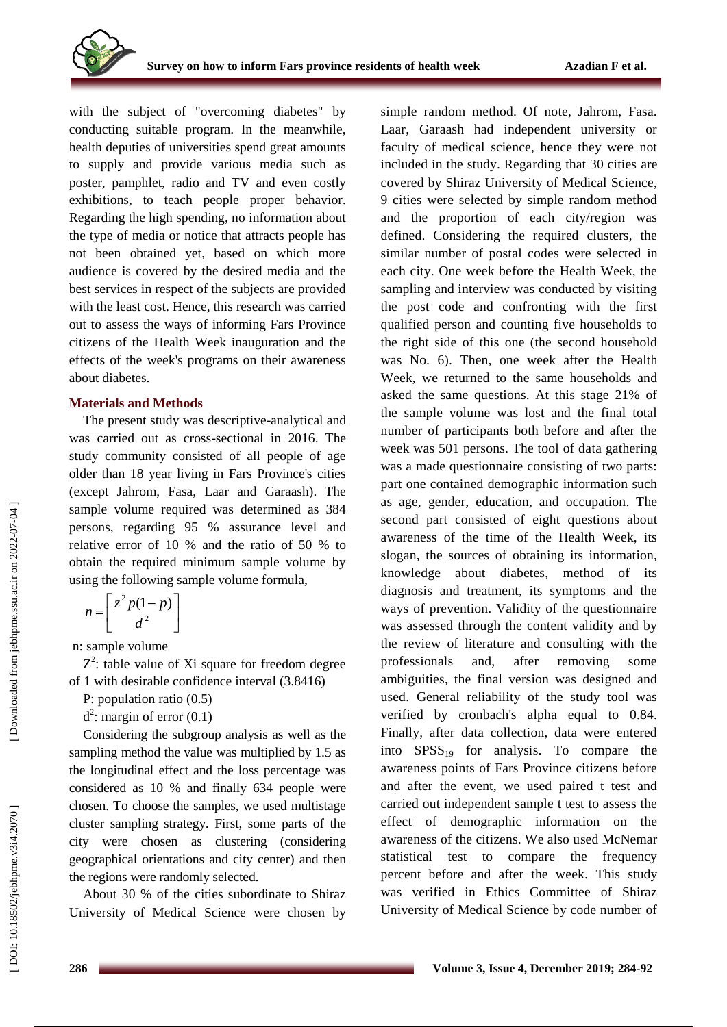with the subject of "overcoming diabetes" by conducting suitable program. In the meanwhile, health deputies of universities spend great amounts to supply and provide various media such as poster, pamphlet, radio and TV and even costly exhibitions, to teach people proper behavior. Regarding the high spending, no information about the type of media or notice that attracts people has not been obtained yet, based on which more audience is covered by the desired media and the best services in respect of the subjects are provided with the least cost. Hence, this research was carried out to assess the ways of informing Fars Province citizens of the Health Week inauguration and the effects of the week's programs on their awareness about diabetes.

## Materials and Methods

The present study was descriptive-analytical and was carried out as cross-sectional in 2016. The study community consisted of all people of age older than 18 year living in Fars Province's cities (except Jahrom, Fasa, Laar and Garaash). The sample volume required was determined as 384 persons, regarding 95 % assurance level and relative error of 10 % and the ratio of 50 % to obtain the required minimum sample volume by using the following sample volume formula,

$$n = \left[ \frac{z^2 p(1-p)}{d^2} \right]$$

n: sample volume

$Z^2$: table value of Xi square for freedom degree of 1 with desirable confidence interval (3.8416)

P: population ratio (0.5)

$d^2$: margin of error (0.1)

Considering the subgroup analysis as well as the sampling method the value was multiplied by 1.5 as the longitudinal effect and the loss percentage was considered as 10 % and finally 634 people were chosen. To choose the samples, we used multistage cluster sampling strategy. First, some parts of the city were chosen as clustering (considering geographical orientations and city center) and then the regions were randomly selected.

About 30 % of the cities subordinate to Shiraz University of Medical Science were chosen by simple random method. Of note, Jahrom, Fasa. Laar, Garaash had independent university or faculty of medical science, hence they were not included in the study. Regarding that 30 cities are covered by Shiraz University of Medical Science, 9 cities were selected by simple random method and the proportion of each city/region was defined. Considering the required clusters, the similar number of postal codes were selected in each city. One week before the Health Week, the sampling and interview was conducted by visiting the post code and confronting with the first qualified person and counting five households to the right side of this one (the second household was No. 6). Then, one week after the Health Week, we returned to the same households and asked the same questions. At this stage 21% of the sample volume was lost and the final total number of participants both before and after the week was 501 persons. The tool of data gathering was a made questionnaire consisting of two parts: part one contained demographic information such as age, gender, education, and occupation. The second part consisted of eight questions about awareness of the time of the Health Week, its slogan, the sources of obtaining its information, knowledge about diabetes, method of its diagnosis and treatment, its symptoms and the ways of prevention. Validity of the questionnaire was assessed through the content validity and by the review of literature and consulting with the professionals and, after removing some ambiguities, the final version was designed and used. General reliability of the study tool was verified by cronbach's alpha equal to 0.84. Finally, after data collection, data were entered into $SPSS_{19}$ for analysis. To compare the awareness points of Fars Province citizens before and after the event, we used paired t test and carried out independent sample t test to assess the effect of demographic information on the awareness of the citizens. We also used McNemar statistical test to compare the frequency percent before and after the week. This study was verified in Ethics Committee of Shiraz University of Medical Science by code number of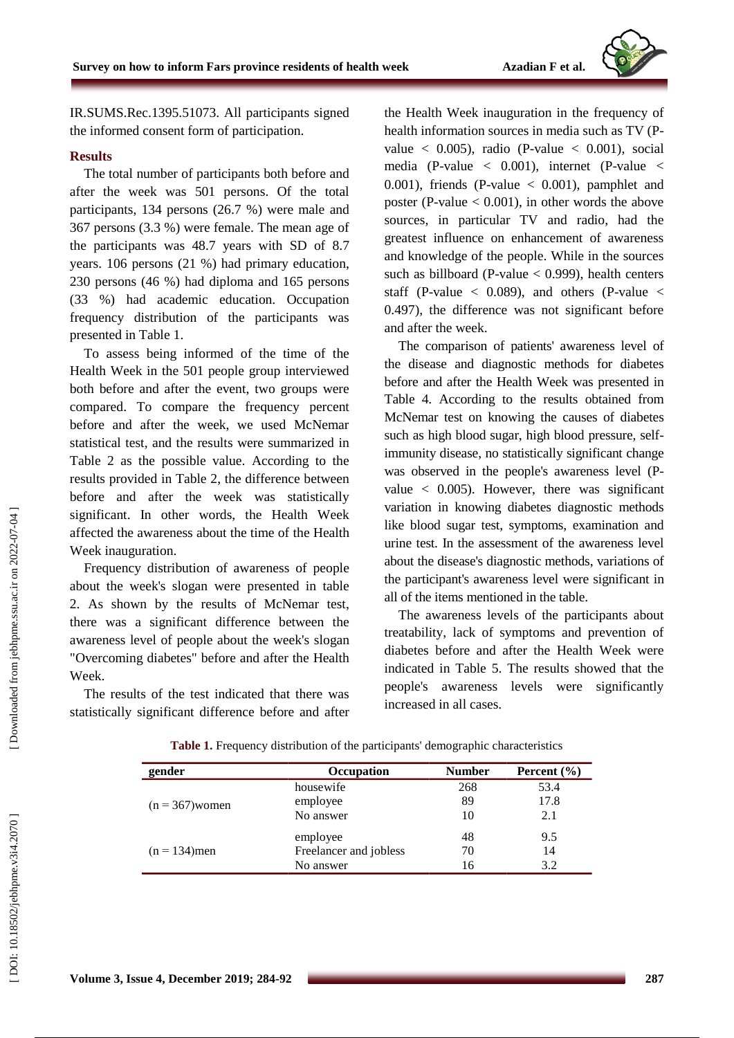IR.SUMS.Rec.1395.51073. All participants signed the informed consent form of participation.

## Results

The total number of participants both before and after the week was 501 persons. Of the total participants, 134 persons (26.7 %) were male and 367 persons (3.3 %) were female. The mean age of the participants was 48.7 years with SD of 8.7 years. 106 persons (21 %) had primary education, 230 persons (46 %) had diploma and 165 persons (33 %) had academic education. Occupation frequency distribution of the participants was presented in Table 1.

To assess being informed of the time of the Health Week in the 501 people group interviewed both before and after the event, two groups were compared. To compare the frequency percent before and after the week, we used McNemar statistical test, and the results were summarized in Table 2 as the possible value. According to the results provided in Table 2, the difference between before and after the week was statistically significant. In other words, the Health Week affected the awareness about the time of the Health Week inauguration.

Frequency distribution of awareness of people about the week's slogan were presented in table 2. As shown by the results of McNemar test, there was a significant difference between the awareness level of people about the week's slogan "Overcoming diabetes" before and after the Health Week.

The results of the test indicated that there was statistically significant difference before and after the Health Week inauguration in the frequency of health information sources in media such as TV (P-value $< 0.005$), radio (P-value $< 0.001$), social media (P-value $< 0.001$), internet (P-value $< 0.001$), friends (P-value $< 0.001$), pamphlet and poster (P-value $< 0.001$), in other words the above sources, in particular TV and radio, had the greatest influence on enhancement of awareness and knowledge of the people. While in the sources such as billboard (P-value $< 0.999$), health centers staff (P-value $< 0.089$), and others (P-value $< 0.497$), the difference was not significant before and after the week.

The comparison of patients' awareness level of the disease and diagnostic methods for diabetes before and after the Health Week was presented in Table 4. According to the results obtained from McNemar test on knowing the causes of diabetes such as high blood sugar, high blood pressure, self-immunity disease, no statistically significant change was observed in the people's awareness level (P-value $< 0.005$). However, there was significant variation in knowing diabetes diagnostic methods like blood sugar test, symptoms, examination and urine test. In the assessment of the awareness level about the disease's diagnostic methods, variations of the participant's awareness level were significant in all of the items mentioned in the table.

The awareness levels of the participants about treatability, lack of symptoms and prevention of diabetes before and after the Health Week were indicated in Table 5. The results showed that the people's awareness levels were significantly increased in all cases.

**Table 1.** Frequency distribution of the participants' demographic characteristics

| gender | Occupation | Number | Percent (%) |
|---|---|---|---|
| (n = 367)women | housewife | 268 | 53.4 |
| | employee | 89 | 17.8 |
| | No answer | 10 | 2.1 |
| (n = 134)men | employee | 48 | 9.5 |
| | Freelancer and jobless | 70 | 14 |
| | No answer | 16 | 3.2 |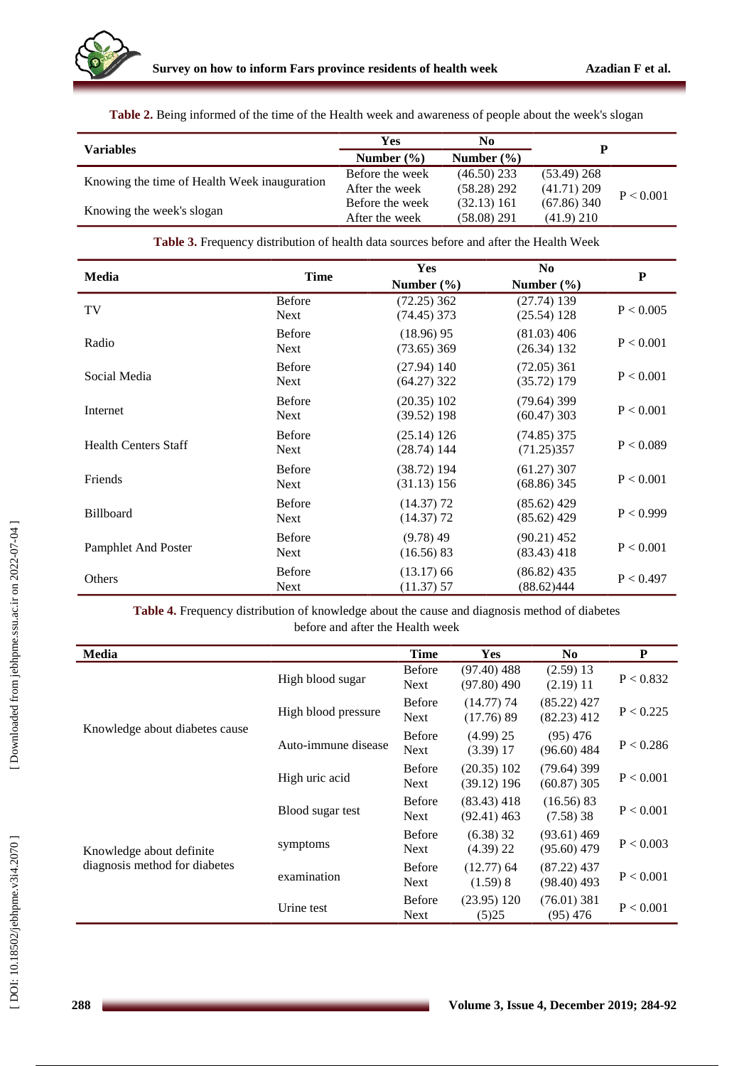**Table 2.** Being informed of the time of the Health week and awareness of people about the week's slogan

| Variables | | Yes | No | P |
|---|---|---|---|---|
| | | Number (%) | Number (%) | |
| Knowing the time of Health Week inauguration | Before the week | (46.50) 233 | (53.49) 268 | P < 0.001 |
| | After the week | (58.28) 292 | (41.71) 209 | |
| Knowing the week's slogan | Before the week | (32.13) 161 | (67.86) 340 | |
| | After the week | (58.08) 291 | (41.9) 210 | |

**Table 3.** Frequency distribution of health data sources before and after the Health Week

| Media | Time | Yes | No | P |
|---|---|---|---|---|
| | | Number (%) | Number (%) | |
| TV | Before | (72.25) 362 | (27.74) 139 | P < 0.005 |
| | Next | (74.45) 373 | (25.54) 128 | |
| Radio | Before | (18.96) 95 | (81.03) 406 | P < 0.001 |
| | Next | (73.65) 369 | (26.34) 132 | |
| Social Media | Before | (27.94) 140 | (72.05) 361 | P < 0.001 |
| | Next | (64.27) 322 | (35.72) 179 | |
| Internet | Before | (20.35) 102 | (79.64) 399 | P < 0.001 |
| | Next | (39.52) 198 | (60.47) 303 | |
| Health Centers Staff | Before | (25.14) 126 | (74.85) 375 | P < 0.089 |
| | Next | (28.74) 144 | (71.25)357 | |
| Friends | Before | (38.72) 194 | (61.27) 307 | P < 0.001 |
| | Next | (31.13) 156 | (68.86) 345 | |
| Billboard | Before | (14.37) 72 | (85.62) 429 | P < 0.999 |
| | Next | (14.37) 72 | (85.62) 429 | |
| Pamphlet And Poster | Before | (9.78) 49 | (90.21) 452 | P < 0.001 |
| | Next | (16.56) 83 | (83.43) 418 | |
| Others | Before | (13.17) 66 | (86.82) 435 | P < 0.497 |
| | Next | (11.37) 57 | (88.62)444 | |

**Table 4.** Frequency distribution of knowledge about the cause and diagnosis method of diabetes before and after the Health week

| Media | | Time | Yes | No | P |
|---|---|---|---|---|---|
| Knowledge about diabetes cause | High blood sugar | Before | (97.40) 488 | (2.59) 13 | P < 0.832 |
| | | Next | (97.80) 490 | (2.19) 11 | |
| | High blood pressure | Before | (14.77) 74 | (85.22) 427 | P < 0.225 |
| | | Next | (17.76) 89 | (82.23) 412 | |
| | Auto-immune disease | Before | (4.99) 25 | (95) 476 | P < 0.286 |
| | | Next | (3.39) 17 | (96.60) 484 | |
| | High uric acid | Before | (20.35) 102 | (79.64) 399 | P < 0.001 |
| | | Next | (39.12) 196 | (60.87) 305 | |
| Knowledge about definite diagnosis method for diabetes | Blood sugar test | Before | (83.43) 418 | (16.56) 83 | P < 0.001 |
| | | Next | (92.41) 463 | (7.58) 38 | |
| | symptoms | Before | (6.38) 32 | (93.61) 469 | P < 0.003 |
| | | Next | (4.39) 22 | (95.60) 479 | |
| | examination | Before | (12.77) 64 | (87.22) 437 | P < 0.001 |
| | | Next | (1.59) 8 | (98.40) 493 | |
| | Urine test | Before | (23.95) 120 | (76.01) 381 | P < 0.001 |
| | | Next | (5)25 | (95) 476 | |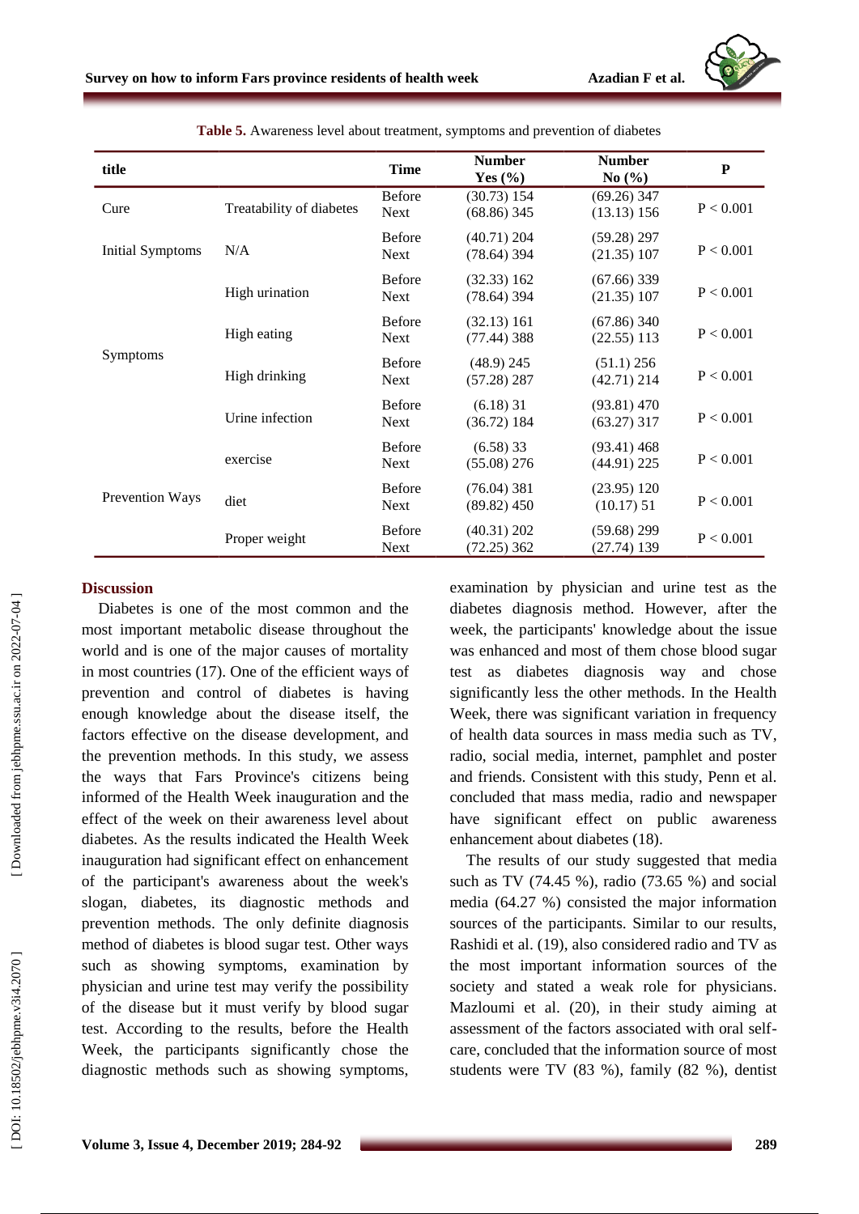**Table 5.** Awareness level about treatment, symptoms and prevention of diabetes

| title | | Time | Number Yes (%) | Number No (%) | P |
|---|---|---|---|---|---|
| Cure | Treatability of diabetes | Before<br>Next | (30.73) 154<br>(68.86) 345 | (69.26) 347<br>(13.13) 156 | P < 0.001 |
| Initial Symptoms | N/A | Before<br>Next | (40.71) 204<br>(78.64) 394 | (59.28) 297<br>(21.35) 107 | P < 0.001 |
| Symptoms | High urination | Before<br>Next | (32.33) 162<br>(78.64) 394 | (67.66) 339<br>(21.35) 107 | P < 0.001 |
| | High eating | Before<br>Next | (32.13) 161<br>(77.44) 388 | (67.86) 340<br>(22.55) 113 | P < 0.001 |
| | High drinking | Before<br>Next | (48.9) 245<br>(57.28) 287 | (51.1) 256<br>(42.71) 214 | P < 0.001 |
| | Urine infection | Before<br>Next | (6.18) 31<br>(36.72) 184 | (93.81) 470<br>(63.27) 317 | P < 0.001 |
| Prevention Ways | exercise | Before<br>Next | (6.58) 33<br>(55.08) 276 | (93.41) 468<br>(44.91) 225 | P < 0.001 |
| | diet | Before<br>Next | (76.04) 381<br>(89.82) 450 | (23.95) 120<br>(10.17) 51 | P < 0.001 |
| | Proper weight | Before<br>Next | (40.31) 202<br>(72.25) 362 | (59.68) 299<br>(27.74) 139 | P < 0.001 |

## Discussion

Diabetes is one of the most common and the most important metabolic disease throughout the world and is one of the major causes of mortality in most countries (17). One of the efficient ways of prevention and control of diabetes is having enough knowledge about the disease itself, the factors effective on the disease development, and the prevention methods. In this study, we assess the ways that Fars Province's citizens being informed of the Health Week inauguration and the effect of the week on their awareness level about diabetes. As the results indicated the Health Week inauguration had significant effect on enhancement of the participant's awareness about the week's slogan, diabetes, its diagnostic methods and prevention methods. The only definite diagnosis method of diabetes is blood sugar test. Other ways such as showing symptoms, examination by physician and urine test may verify the possibility of the disease but it must verify by blood sugar test. According to the results, before the Health Week, the participants significantly chose the diagnostic methods such as showing symptoms, examination by physician and urine test as the diabetes diagnosis method. However, after the week, the participants' knowledge about the issue was enhanced and most of them chose blood sugar test as diabetes diagnosis way and chose significantly less the other methods. In the Health Week, there was significant variation in frequency of health data sources in mass media such as TV, radio, social media, internet, pamphlet and poster and friends. Consistent with this study, Penn et al. concluded that mass media, radio and newspaper have significant effect on public awareness enhancement about diabetes (18).

The results of our study suggested that media such as TV (74.45 %), radio (73.65 %) and social media (64.27 %) consisted the major information sources of the participants. Similar to our results, Rashidi et al. (19), also considered radio and TV as the most important information sources of the society and stated a weak role for physicians. Mazloumi et al. (20), in their study aiming at assessment of the factors associated with oral self-care, concluded that the information source of most students were TV (83 %), family (82 %), dentist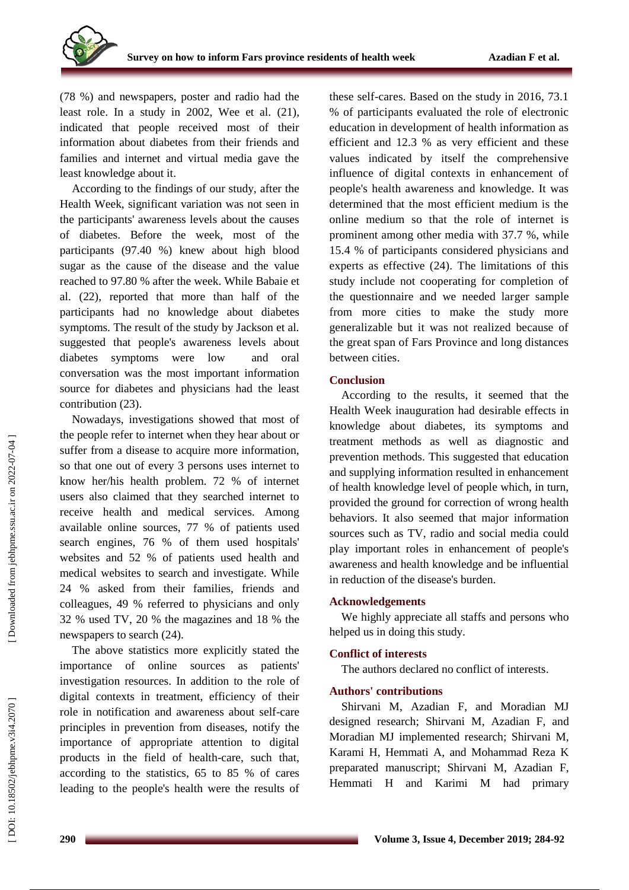(78 %) and newspapers, poster and radio had the least role. In a study in 2002, Wee et al. (21), indicated that people received most of their information about diabetes from their friends and families and internet and virtual media gave the least knowledge about it.

According to the findings of our study, after the Health Week, significant variation was not seen in the participants' awareness levels about the causes of diabetes. Before the week, most of the participants (97.40 %) knew about high blood sugar as the cause of the disease and the value reached to 97.80 % after the week. While Babaie et al. (22), reported that more than half of the participants had no knowledge about diabetes symptoms. The result of the study by Jackson et al. suggested that people's awareness levels about diabetes symptoms were low and oral conversation was the most important information source for diabetes and physicians had the least contribution (23).

Nowadays, investigations showed that most of the people refer to internet when they hear about or suffer from a disease to acquire more information, so that one out of every 3 persons uses internet to know her/his health problem. 72 % of internet users also claimed that they searched internet to receive health and medical services. Among available online sources, 77 % of patients used search engines, 76 % of them used hospitals' websites and 52 % of patients used health and medical websites to search and investigate. While 24 % asked from their families, friends and colleagues, 49 % referred to physicians and only 32 % used TV, 20 % the magazines and 18 % the newspapers to search (24).

The above statistics more explicitly stated the importance of online sources as patients' investigation resources. In addition to the role of digital contexts in treatment, efficiency of their role in notification and awareness about self-care principles in prevention from diseases, notify the importance of appropriate attention to digital products in the field of health-care, such that, according to the statistics, 65 to 85 % of cares leading to the people's health were the results of these self-cares. Based on the study in 2016, 73.1 % of participants evaluated the role of electronic education in development of health information as efficient and 12.3 % as very efficient and these values indicated by itself the comprehensive influence of digital contexts in enhancement of people's health awareness and knowledge. It was determined that the most efficient medium is the online medium so that the role of internet is prominent among other media with 37.7 %, while 15.4 % of participants considered physicians and experts as effective (24). The limitations of this study include not cooperating for completion of the questionnaire and we needed larger sample from more cities to make the study more generalizable but it was not realized because of the great span of Fars Province and long distances between cities.

## Conclusion

According to the results, it seemed that the Health Week inauguration had desirable effects in knowledge about diabetes, its symptoms and treatment methods as well as diagnostic and prevention methods. This suggested that education and supplying information resulted in enhancement of health knowledge level of people which, in turn, provided the ground for correction of wrong health behaviors. It also seemed that major information sources such as TV, radio and social media could play important roles in enhancement of people's awareness and health knowledge and be influential in reduction of the disease's burden.

## Acknowledgements

We highly appreciate all staffs and persons who helped us in doing this study.

## Conflict of interests

The authors declared no conflict of interests.

## Authors' contributions

Shirvani M, Azadian F, and Moradian MJ designed research; Shirvani M, Azadian F, and Moradian MJ implemented research; Shirvani M, Karami H, Hemmati A, and Mohammad Reza K prepared manuscript; Shirvani M, Azadian F, Hemmati H and Karimi M had primary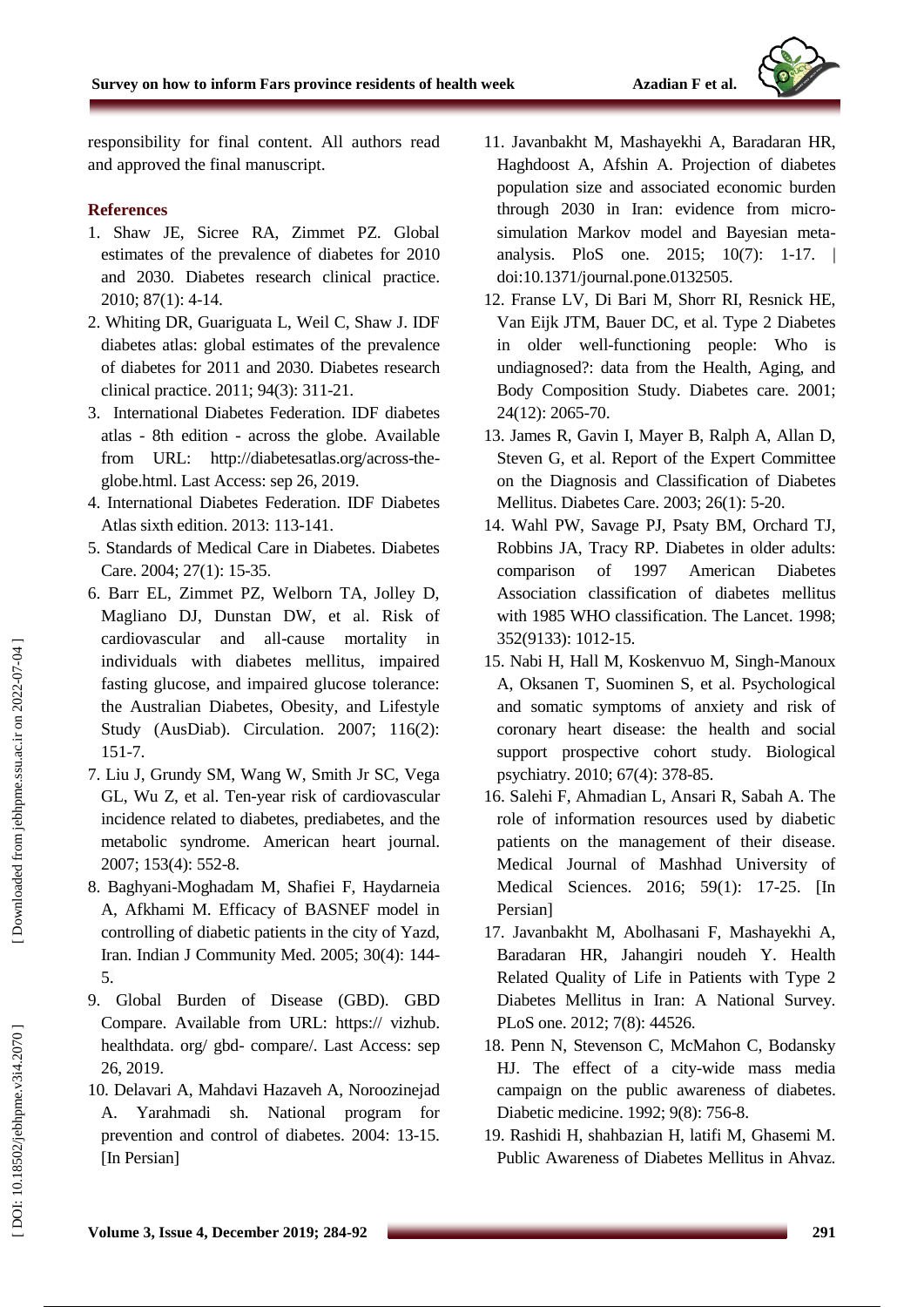responsibility for final content. All authors read and approved the final manuscript.

## References

1. Shaw JE, Sicree RA, Zimmet PZ. Global estimates of the prevalence of diabetes for 2010 and 2030. Diabetes research clinical practice. 2010; 87(1): 4-14.
2. Whiting DR, Guariguata L, Weil C, Shaw J. IDF diabetes atlas: global estimates of the prevalence of diabetes for 2011 and 2030. Diabetes research clinical practice. 2011; 94(3): 311-21.
3. International Diabetes Federation. IDF diabetes atlas - 8th edition - across the globe. Available from URL: http://diabetesatlas.org/across-the-globe.html. Last Access: sep 26, 2019.
4. International Diabetes Federation. IDF Diabetes Atlas sixth edition. 2013: 113-141.
5. Standards of Medical Care in Diabetes. Diabetes Care. 2004; 27(1): 15-35.
6. Barr EL, Zimmet PZ, Welborn TA, Jolley D, Magliano DJ, Dunstan DW, et al. Risk of cardiovascular and all-cause mortality in individuals with diabetes mellitus, impaired fasting glucose, and impaired glucose tolerance: the Australian Diabetes, Obesity, and Lifestyle Study (AusDiab). Circulation. 2007; 116(2): 151-7.
7. Liu J, Grundy SM, Wang W, Smith Jr SC, Vega GL, Wu Z, et al. Ten-year risk of cardiovascular incidence related to diabetes, prediabetes, and the metabolic syndrome. American heart journal. 2007; 153(4): 552-8.
8. Baghyani-Moghadam M, Shafiei F, Haydarneia A, Afkhami M. Efficacy of BASNEF model in controlling of diabetic patients in the city of Yazd, Iran. Indian J Community Med. 2005; 30(4): 144-5.
9. Global Burden of Disease (GBD). GBD Compare. Available from URL: https:// vizhub. healthdata. org/ gbd- compare/. Last Access: sep 26, 2019.
10. Delavari A, Mahdavi Hazaveh A, Noroozinejad A. Yarahmadi sh. National program for prevention and control of diabetes. 2004: 13-15. [In Persian]
11. Javanbakht M, Mashayekhi A, Baradaran HR, Haghdoost A, Afshin A. Projection of diabetes population size and associated economic burden through 2030 in Iran: evidence from micro-simulation Markov model and Bayesian meta-analysis. PloS one. 2015; 10(7): 1-17. | doi:10.1371/journal.pone.0132505.
12. Franse LV, Di Bari M, Shorr RI, Resnick HE, Van Eijk JTM, Bauer DC, et al. Type 2 Diabetes in older well-functioning people: Who is undiagnosed?: data from the Health, Aging, and Body Composition Study. Diabetes care. 2001; 24(12): 2065-70.
13. James R, Gavin I, Mayer B, Ralph A, Allan D, Steven G, et al. Report of the Expert Committee on the Diagnosis and Classification of Diabetes Mellitus. Diabetes Care. 2003; 26(1): 5-20.
14. Wahl PW, Savage PJ, Psaty BM, Orchard TJ, Robbins JA, Tracy RP. Diabetes in older adults: comparison of 1997 American Diabetes Association classification of diabetes mellitus with 1985 WHO classification. The Lancet. 1998; 352(9133): 1012-15.
15. Nabi H, Hall M, Koskenvuo M, Singh-Manoux A, Oksanen T, Suominen S, et al. Psychological and somatic symptoms of anxiety and risk of coronary heart disease: the health and social support prospective cohort study. Biological psychiatry. 2010; 67(4): 378-85.
16. Salehi F, Ahmadian L, Ansari R, Sabah A. The role of information resources used by diabetic patients on the management of their disease. Medical Journal of Mashhad University of Medical Sciences. 2016; 59(1): 17-25. [In Persian]
17. Javanbakht M, Abolhasani F, Mashayekhi A, Baradaran HR, Jahangiri noudeh Y. Health Related Quality of Life in Patients with Type 2 Diabetes Mellitus in Iran: A National Survey. PLoS one. 2012; 7(8): 44526.
18. Penn N, Stevenson C, McMahon C, Bodansky HJ. The effect of a city-wide mass media campaign on the public awareness of diabetes. Diabetic medicine. 1992; 9(8): 756-8.
19. Rashidi H, shahbazian H, latifi M, Ghasemi M. Public Awareness of Diabetes Mellitus in Ahvaz.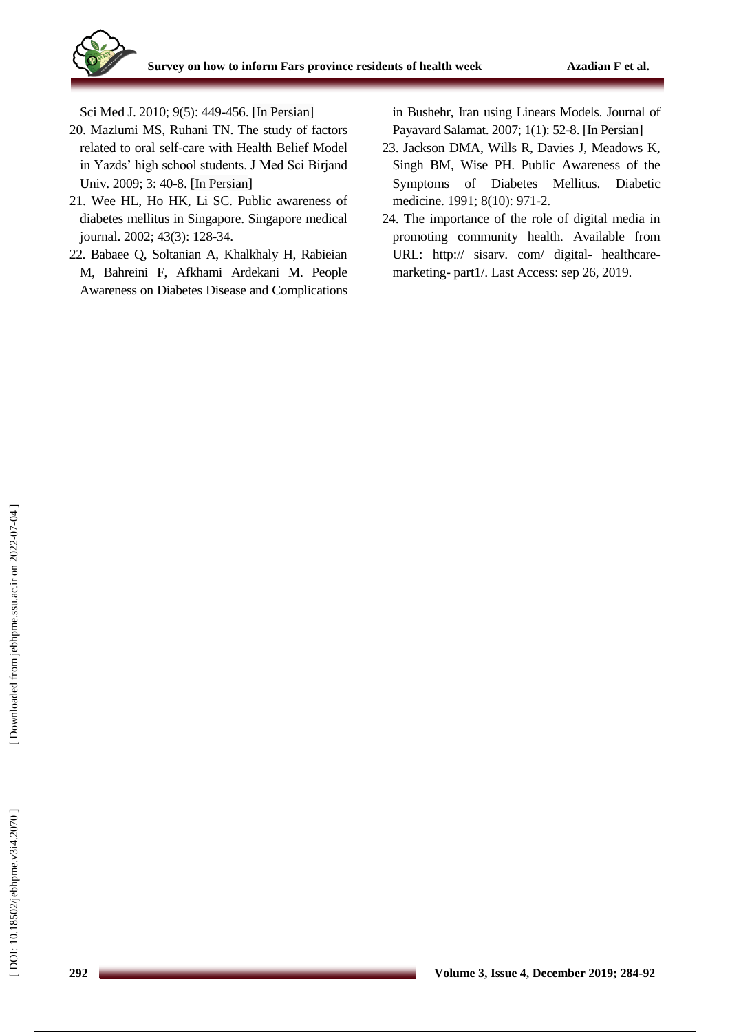Sci Med J. 2010; 9(5): 449-456. [In Persian]

20. Mazlumi MS, Ruhani TN. The study of factors related to oral self-care with Health Belief Model in Yazds' high school students. J Med Sci Birjand Univ. 2009; 3: 40-8. [In Persian]
21. Wee HL, Ho HK, Li SC. Public awareness of diabetes mellitus in Singapore. Singapore medical journal. 2002; 43(3): 128-34.
22. Babaee Q, Soltanian A, Khalkhaly H, Rabieian M, Bahreini F, Afkhami Ardekani M. People Awareness on Diabetes Disease and Complications in Bushehr, Iran using Linears Models. Journal of Payavard Salamat. 2007; 1(1): 52-8. [In Persian]
23. Jackson DMA, Wills R, Davies J, Meadows K, Singh BM, Wise PH. Public Awareness of the Symptoms of Diabetes Mellitus. Diabetic medicine. 1991; 8(10): 971-2.
24. The importance of the role of digital media in promoting community health. Available from URL: http:// sisarv. com/ digital- healthcare-marketing- part1/. Last Access: sep 26, 2019.